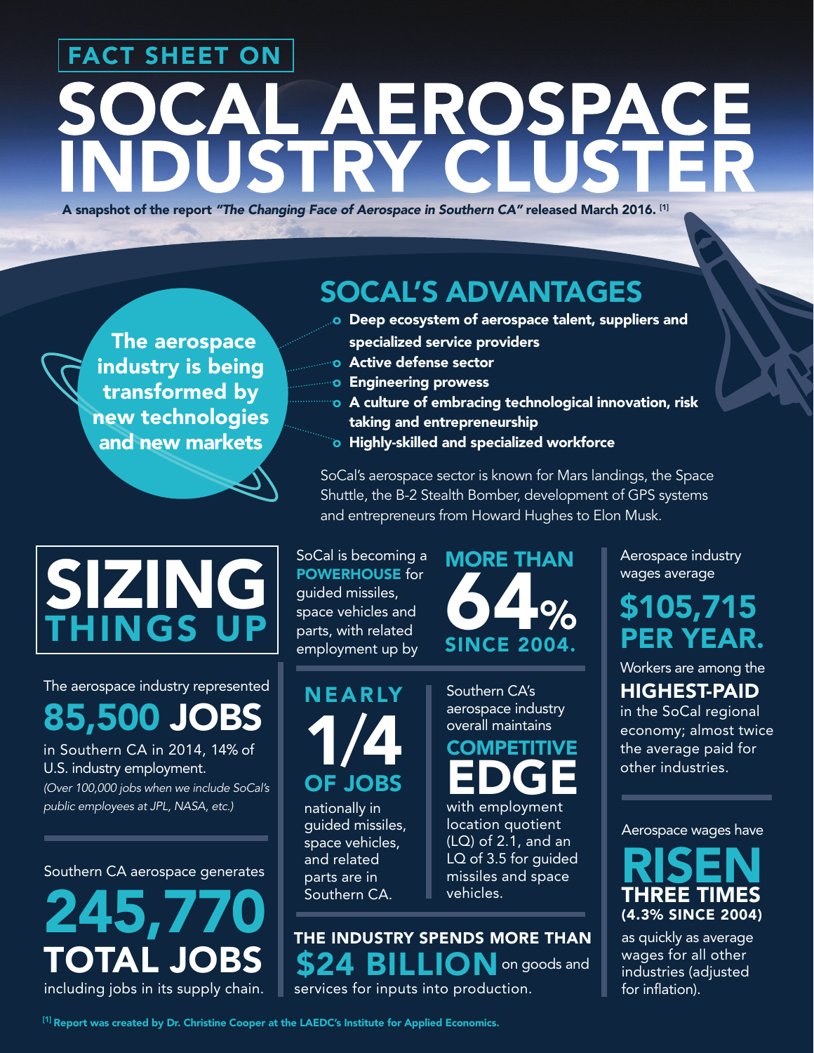# FACT SHEET ON

# SOCAL AEROSPACE INDUSTRY CLUSTER

**A snapshot of the report *"The Changing Face of Aerospace in Southern CA"* released March 2016.** [1]

**The aerospace industry is being transformed by new technologies and new markets**

## SOCAL'S ADVANTAGES

- **Deep ecosystem of aerospace talent, suppliers and specialized service providers**
- **Active defense sector**
- **Engineering prowess**
- **A culture of embracing technological innovation, risk taking and entrepreneurship**
- **Highly-skilled and specialized workforce**

SoCal's aerospace sector is known for Mars landings, the Space Shuttle, the B-2 Stealth Bomber, development of GPS systems and entrepreneurs from Howard Hughes to Elon Musk.

## SIZING THINGS UP

The aerospace industry represented **85,500 JOBS** in Southern CA in 2014, 14% of U.S. industry employment.

*(Over 100,000 jobs when we include SoCal's public employees at JPL, NASA, etc.)*

Southern CA aerospace generates **245,770 TOTAL JOBS** including jobs in its supply chain.

SoCal is becoming a **POWERHOUSE** for guided missiles, space vehicles and parts, with related employment up by **MORE THAN 64% SINCE 2004.**

**NEARLY 1/4 OF JOBS** nationally in guided missiles, space vehicles, and related parts are in Southern CA.

Southern CA's aerospace industry overall maintains **COMPETITIVE EDGE** with employment location quotient (LQ) of 2.1, and an LQ of 3.5 for guided missiles and space vehicles.

**THE INDUSTRY SPENDS MORE THAN $24 BILLION** on goods and services for inputs into production.

Aerospace industry wages average **$105,715 PER YEAR.**

Workers are among the **HIGHEST-PAID** in the SoCal regional economy; almost twice the average paid for other industries.

Aerospace wages have **RISEN THREE TIMES (4.3% SINCE 2004)** as quickly as average wages for all other industries (adjusted for inflation).

[1] **Report was created by Dr. Christine Cooper at the LAEDC's Institute for Applied Economics.**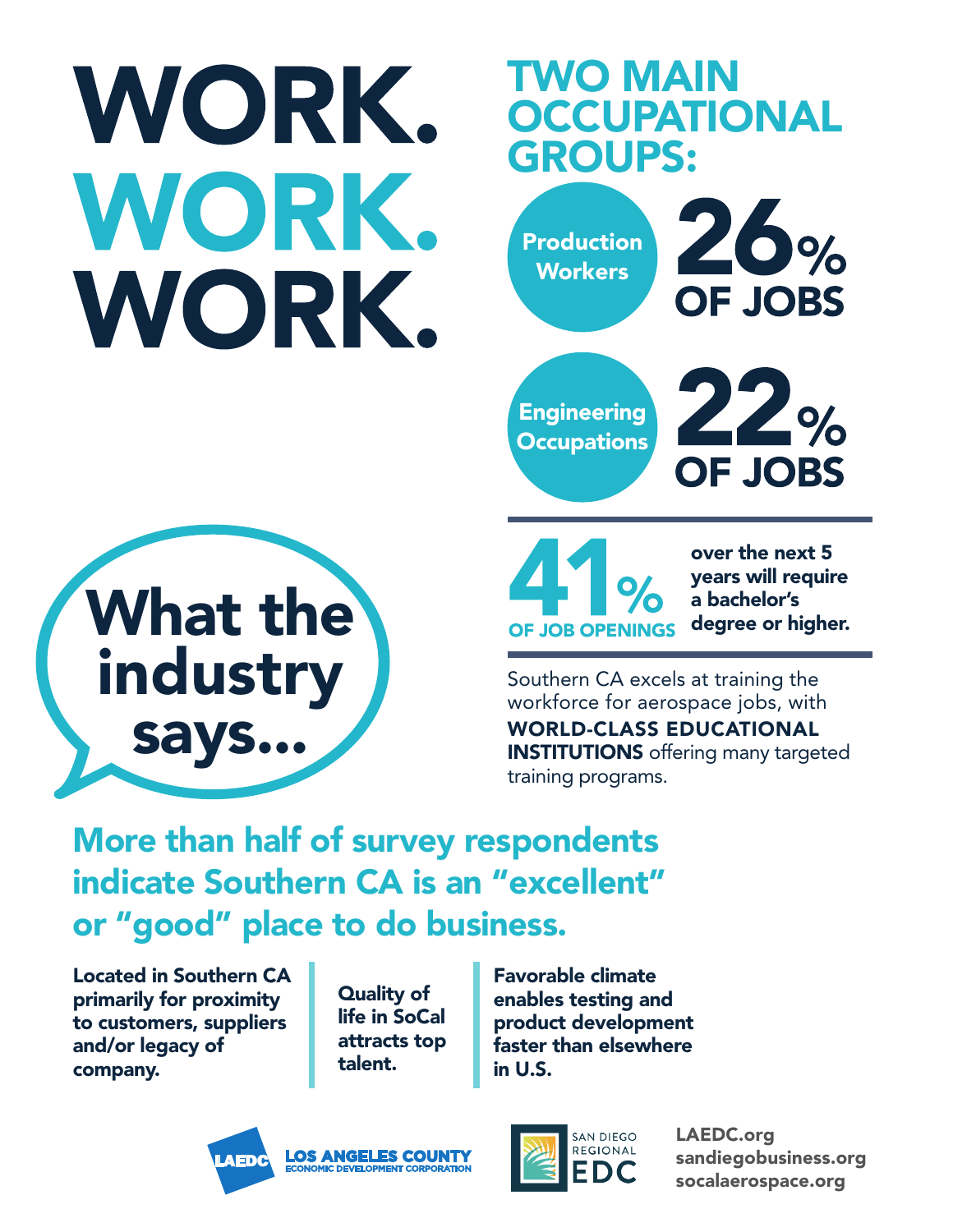# WORK. WORK. WORK.

## TWO MAIN OCCUPATIONAL GROUPS:

**Production Workers** — **26%** OF JOBS

**Engineering Occupations** — **22%** OF JOBS

**41% OF JOB OPENINGS** over the next 5 years will require a bachelor's degree or higher.

Southern CA excels at training the workforce for aerospace jobs, with **WORLD-CLASS EDUCATIONAL INSTITUTIONS** offering many targeted training programs.

## What the industry says...

### More than half of survey respondents indicate Southern CA is an "excellent" or "good" place to do business.

**Located in Southern CA primarily for proximity to customers, suppliers and/or legacy of company.**

**Quality of life in SoCal attracts top talent.**

**Favorable climate enables testing and product development faster than elsewhere in U.S.**

LAEDC LOS ANGELES COUNTY ECONOMIC DEVELOPMENT CORPORATION

SAN DIEGO REGIONAL EDC

**LAEDC.org**
**sandiegobusiness.org**
**socalaerospace.org**